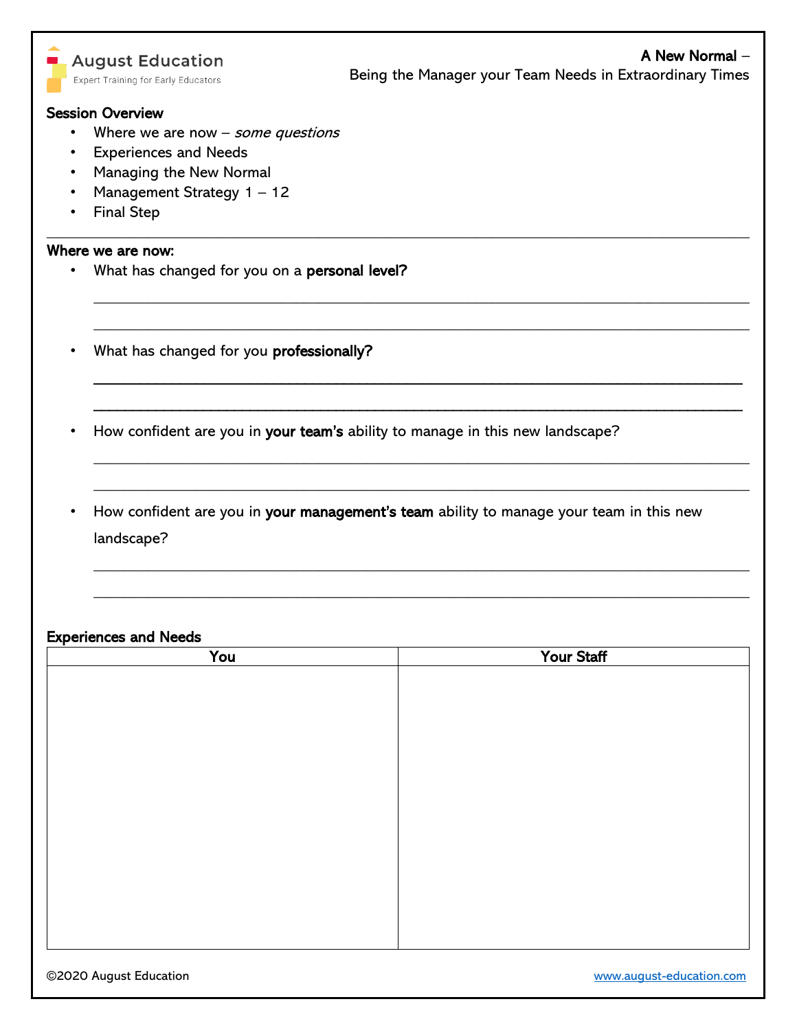August Education
Expert Training for Early Educators

**A New Normal –**
Being the Manager your Team Needs in Extraordinary Times

**Session Overview**

- Where we are now – *some questions*
- Experiences and Needs
- Managing the New Normal
- Management Strategy 1 – 12
- Final Step

---

**Where we are now:**

- What has changed for you on a **personal level?**

  ______________________________________________________________________________

  ______________________________________________________________________________

- What has changed for you **professionally?**

  ______________________________________________________________________________

  ______________________________________________________________________________

- How confident are you in **your team's** ability to manage in this new landscape?

  ______________________________________________________________________________

  ______________________________________________________________________________

- How confident are you in **your management's team** ability to manage your team in this new landscape?

  ______________________________________________________________________________

  ______________________________________________________________________________

**Experiences and Needs**

| You | Your Staff |
|---|---|
| | |

©2020 August Education www.august-education.com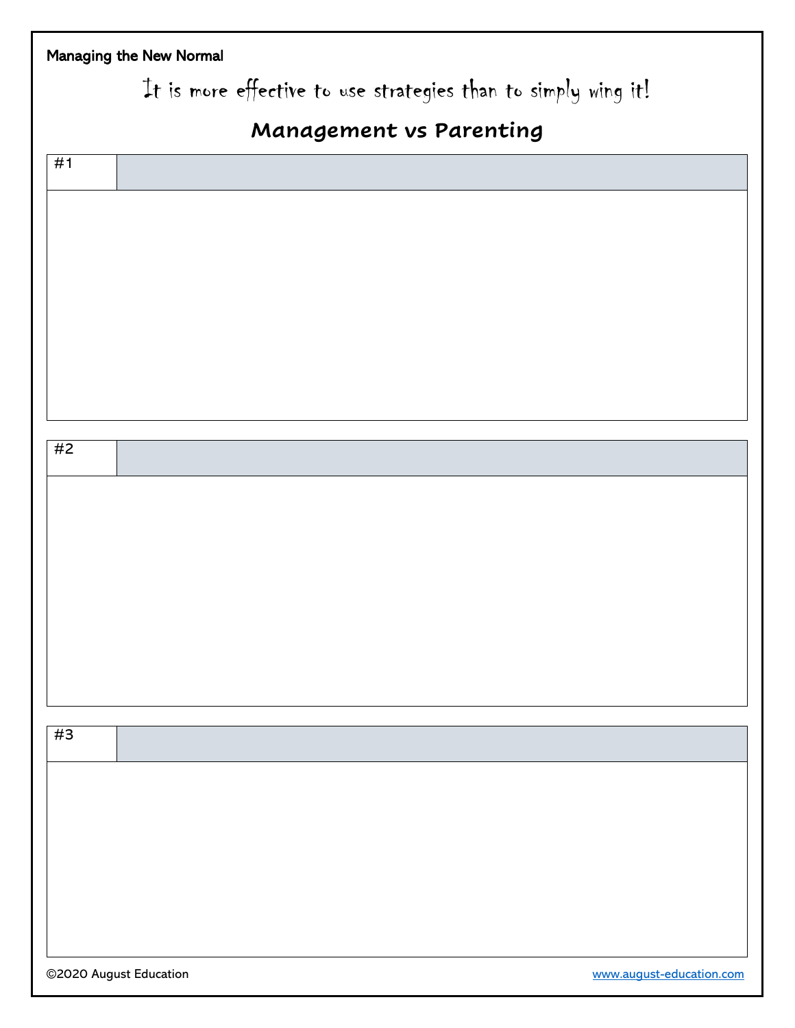Managing the New Normal

It is more effective to use strategies than to simply wing it!

## Management vs Parenting

| #1 | |
|---|---|
| | |

| #2 | |
|---|---|
| | |

| #3 | |
|---|---|
| | |

©2020 August Education

www.august-education.com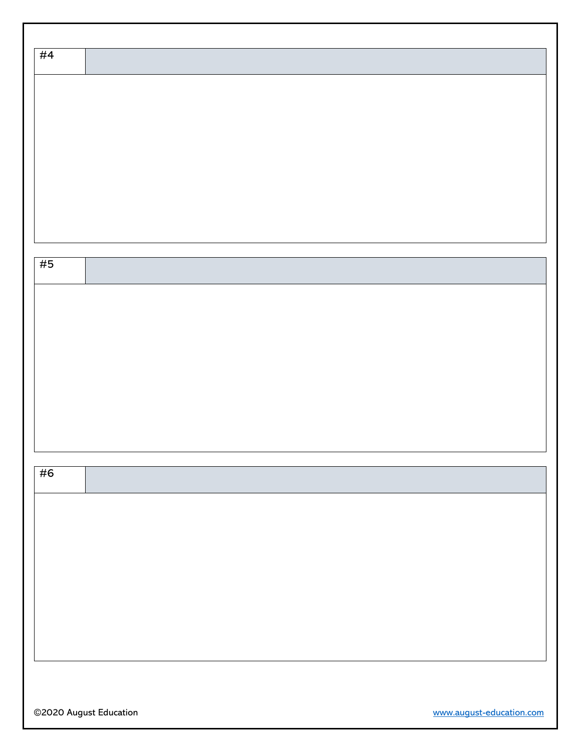| #4 | |
|---|---|
| | |

| #5 | |
|---|---|
| | |

| #6 | |
|---|---|
| | |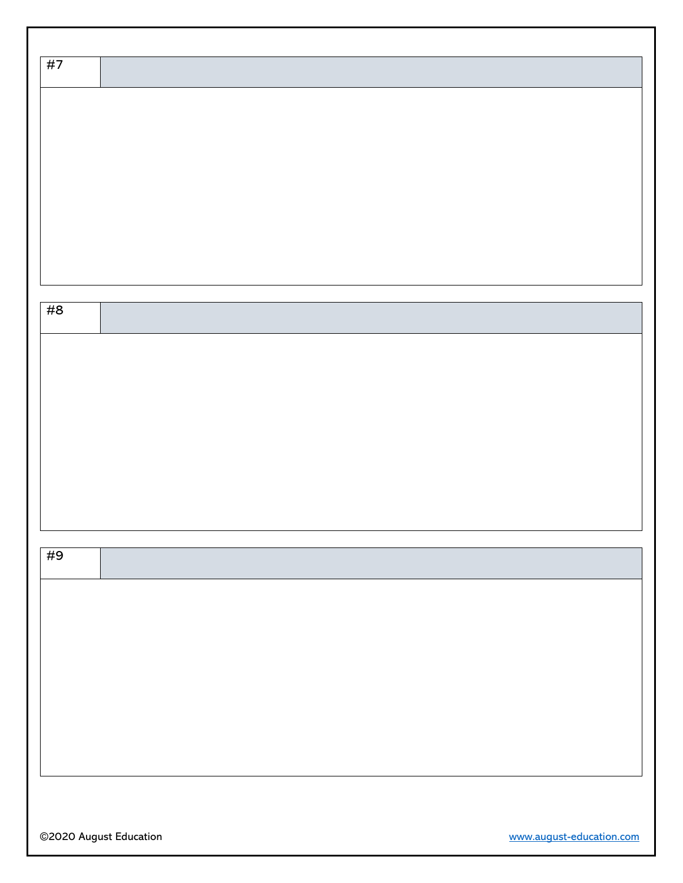| #7 | |
|---|---|
| | |

| #8 | |
|---|---|
| | |

| #9 | |
|---|---|
| | |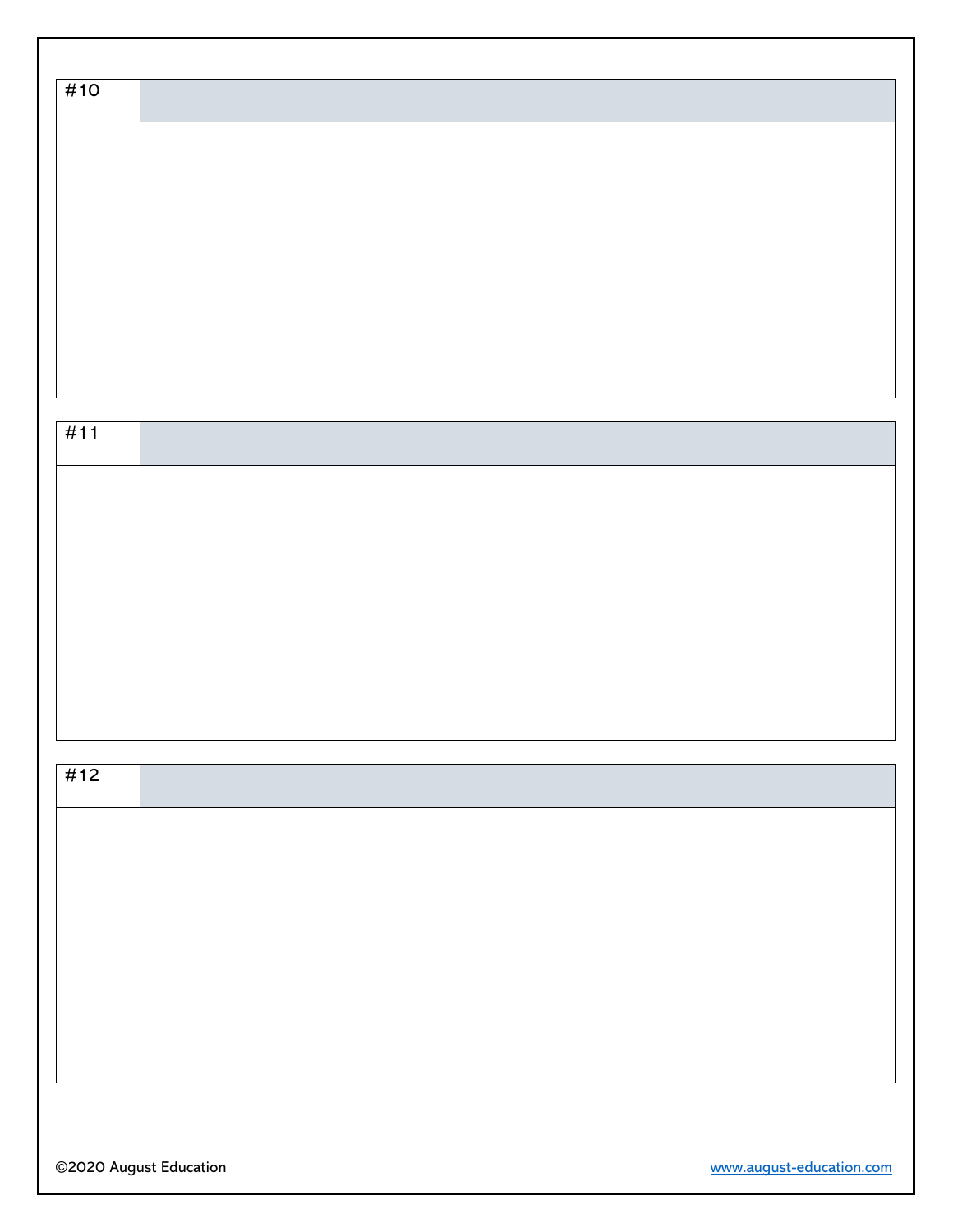| #10 | |
|---|---|
| | |

| #11 | |
|---|---|
| | |

| #12 | |
|---|---|
| | |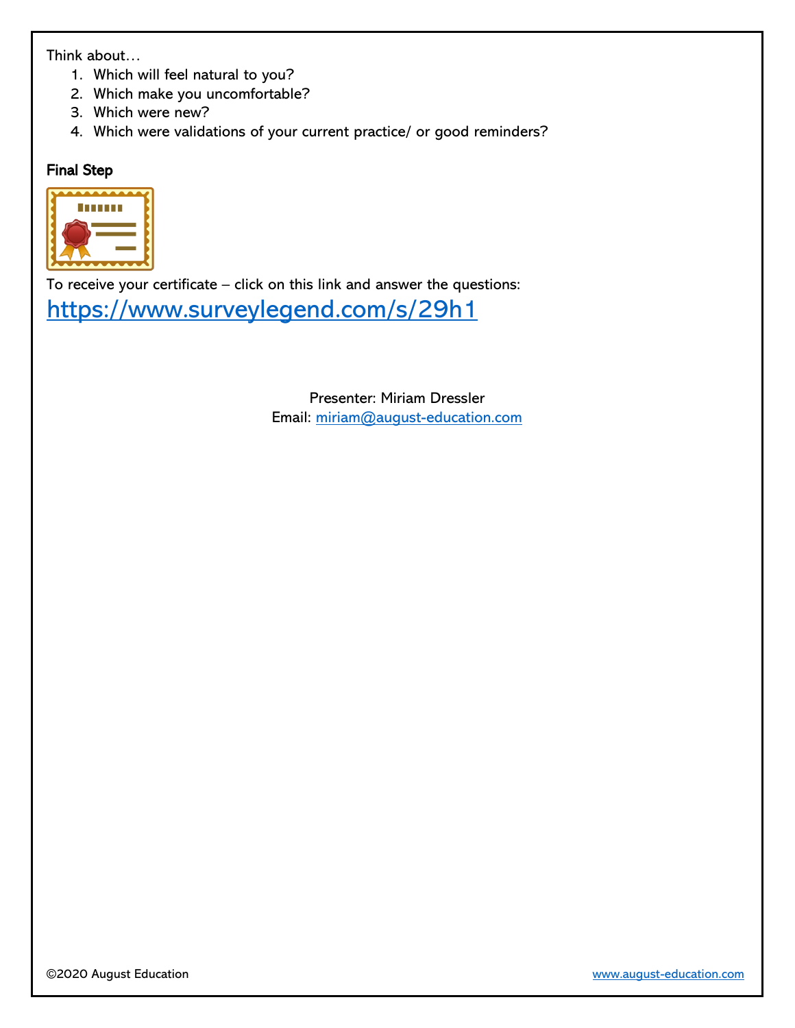Think about…

1. Which will feel natural to you?
2. Which make you uncomfortable?
3. Which were new?
4. Which were validations of your current practice/ or good reminders?

**Final Step**

To receive your certificate – click on this link and answer the questions:

https://www.surveylegend.com/s/29h1

Presenter: Miriam Dressler
Email: miriam@august-education.com

©2020 August Education www.august-education.com